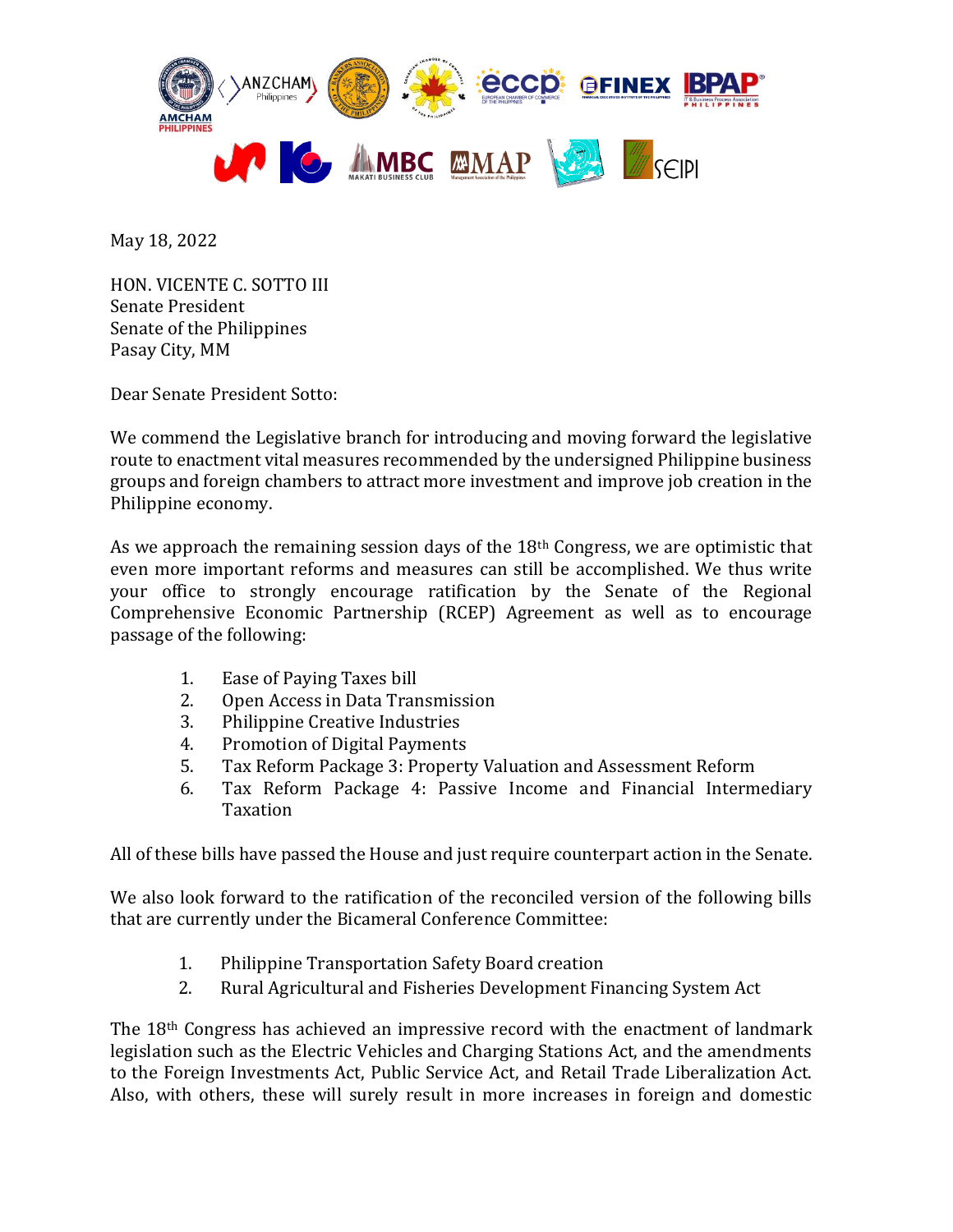May 18, 2022

HON. VICENTE C. SOTTO III
Senate President
Senate of the Philippines
Pasay City, MM

Dear Senate President Sotto:

We commend the Legislative branch for introducing and moving forward the legislative route to enactment vital measures recommended by the undersigned Philippine business groups and foreign chambers to attract more investment and improve job creation in the Philippine economy.

As we approach the remaining session days of the 18th Congress, we are optimistic that even more important reforms and measures can still be accomplished. We thus write your office to strongly encourage ratification by the Senate of the Regional Comprehensive Economic Partnership (RCEP) Agreement as well as to encourage passage of the following:

1. Ease of Paying Taxes bill
2. Open Access in Data Transmission
3. Philippine Creative Industries
4. Promotion of Digital Payments
5. Tax Reform Package 3: Property Valuation and Assessment Reform
6. Tax Reform Package 4: Passive Income and Financial Intermediary Taxation

All of these bills have passed the House and just require counterpart action in the Senate.

We also look forward to the ratification of the reconciled version of the following bills that are currently under the Bicameral Conference Committee:

1. Philippine Transportation Safety Board creation
2. Rural Agricultural and Fisheries Development Financing System Act

The 18th Congress has achieved an impressive record with the enactment of landmark legislation such as the Electric Vehicles and Charging Stations Act, and the amendments to the Foreign Investments Act, Public Service Act, and Retail Trade Liberalization Act. Also, with others, these will surely result in more increases in foreign and domestic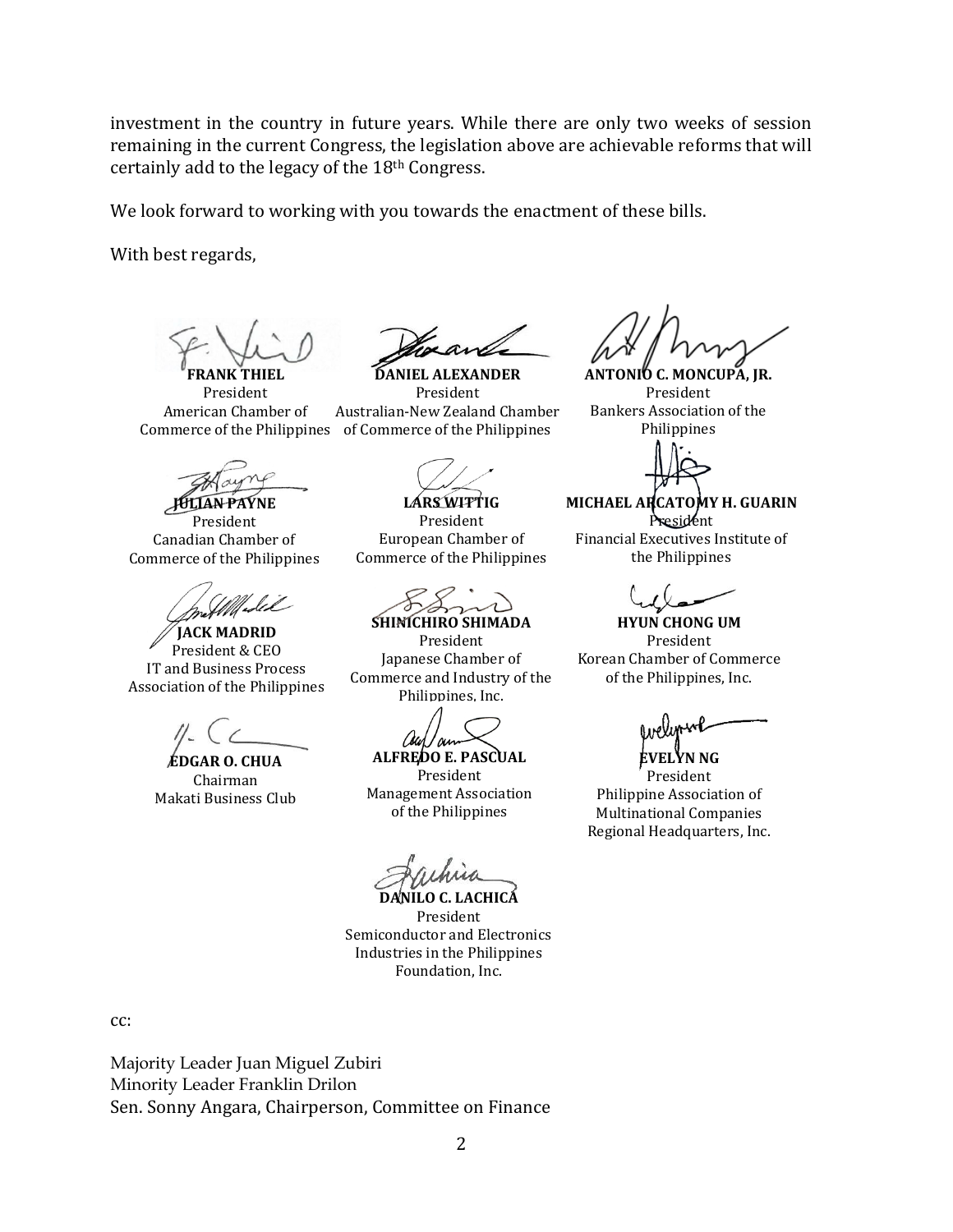investment in the country in future years. While there are only two weeks of session remaining in the current Congress, the legislation above are achievable reforms that will certainly add to the legacy of the 18th Congress.

We look forward to working with you towards the enactment of these bills.

With best regards,

**FRANK THIEL**
President
American Chamber of Commerce of the Philippines

**DANIEL ALEXANDER**
President
Australian-New Zealand Chamber of Commerce of the Philippines

**ANTONIO C. MONCUPA, JR.**
President
Bankers Association of the Philippines

**JULIAN PAYNE**
President
Canadian Chamber of Commerce of the Philippines

**LARS WITTIG**
President
European Chamber of Commerce of the Philippines

**MICHAEL ARCATOMY H. GUARIN**
President
Financial Executives Institute of the Philippines

**JACK MADRID**
President & CEO
IT and Business Process Association of the Philippines

**SHINICHIRO SHIMADA**
President
Japanese Chamber of Commerce and Industry of the Philippines, Inc.

**HYUN CHONG UM**
President
Korean Chamber of Commerce of the Philippines, Inc.

**EDGAR O. CHUA**
Chairman
Makati Business Club

**ALFREDO E. PASCUAL**
President
Management Association of the Philippines

**EVELYN NG**
President
Philippine Association of Multinational Companies Regional Headquarters, Inc.

**DANILO C. LACHICA**
President
Semiconductor and Electronics Industries in the Philippines Foundation, Inc.

cc:

Majority Leader Juan Miguel Zubiri
Minority Leader Franklin Drilon
Sen. Sonny Angara, Chairperson, Committee on Finance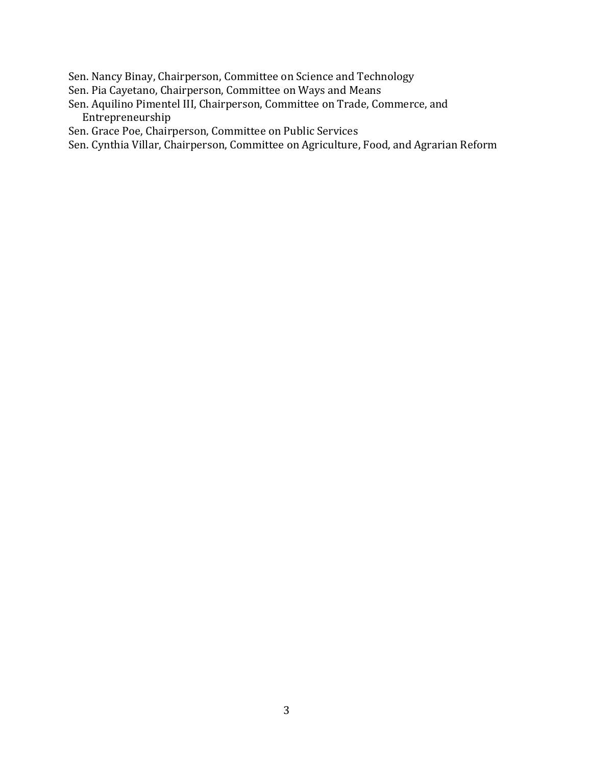Sen. Nancy Binay, Chairperson, Committee on Science and Technology
Sen. Pia Cayetano, Chairperson, Committee on Ways and Means
Sen. Aquilino Pimentel III, Chairperson, Committee on Trade, Commerce, and Entrepreneurship
Sen. Grace Poe, Chairperson, Committee on Public Services
Sen. Cynthia Villar, Chairperson, Committee on Agriculture, Food, and Agrarian Reform